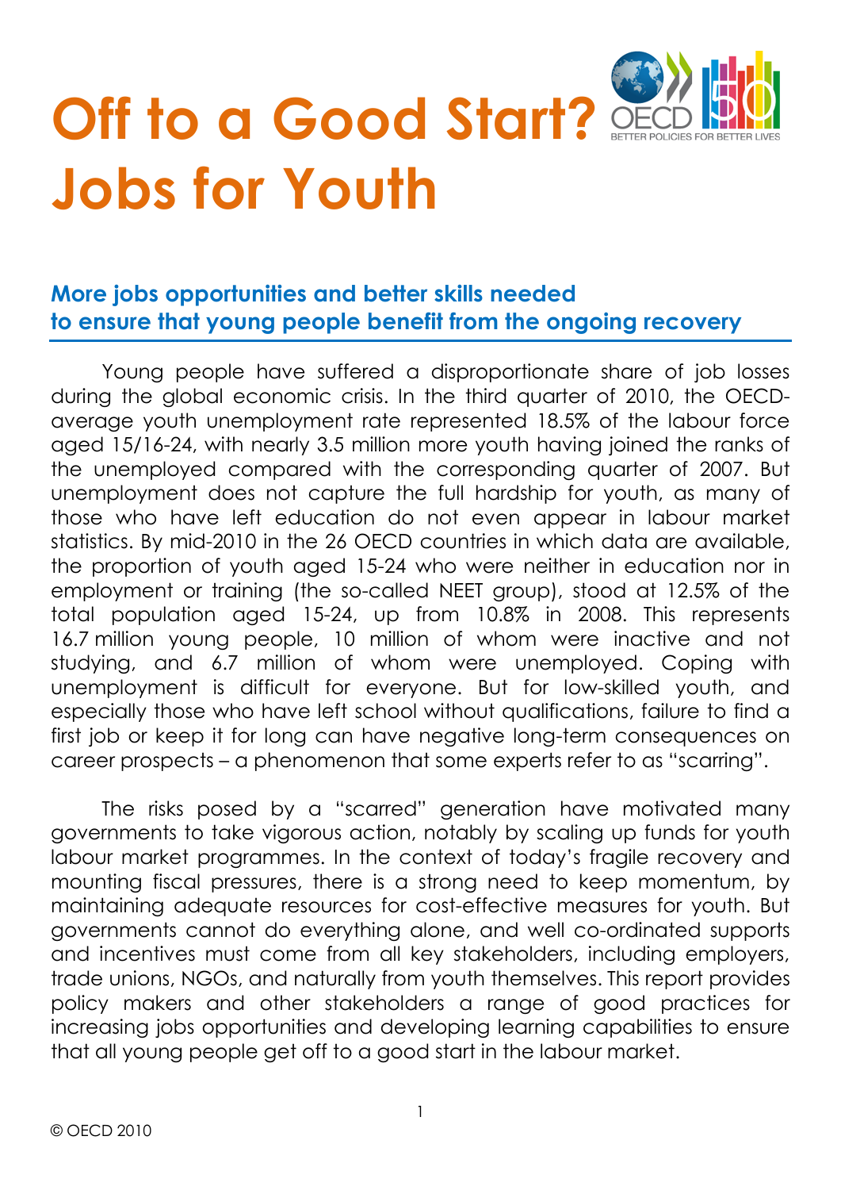# Off to a Good Start? Jobs for Youth

## More jobs opportunities and better skills needed to ensure that young people benefit from the ongoing recovery

Young people have suffered a disproportionate share of job losses during the global economic crisis. In the third quarter of 2010, the OECD-average youth unemployment rate represented 18.5% of the labour force aged 15/16-24, with nearly 3.5 million more youth having joined the ranks of the unemployed compared with the corresponding quarter of 2007. But unemployment does not capture the full hardship for youth, as many of those who have left education do not even appear in labour market statistics. By mid-2010 in the 26 OECD countries in which data are available, the proportion of youth aged 15-24 who were neither in education nor in employment or training (the so-called NEET group), stood at 12.5% of the total population aged 15-24, up from 10.8% in 2008. This represents 16.7 million young people, 10 million of whom were inactive and not studying, and 6.7 million of whom were unemployed. Coping with unemployment is difficult for everyone. But for low-skilled youth, and especially those who have left school without qualifications, failure to find a first job or keep it for long can have negative long-term consequences on career prospects – a phenomenon that some experts refer to as "scarring".

The risks posed by a "scarred" generation have motivated many governments to take vigorous action, notably by scaling up funds for youth labour market programmes. In the context of today's fragile recovery and mounting fiscal pressures, there is a strong need to keep momentum, by maintaining adequate resources for cost-effective measures for youth. But governments cannot do everything alone, and well co-ordinated supports and incentives must come from all key stakeholders, including employers, trade unions, NGOs, and naturally from youth themselves. This report provides policy makers and other stakeholders a range of good practices for increasing jobs opportunities and developing learning capabilities to ensure that all young people get off to a good start in the labour market.

© OECD 2010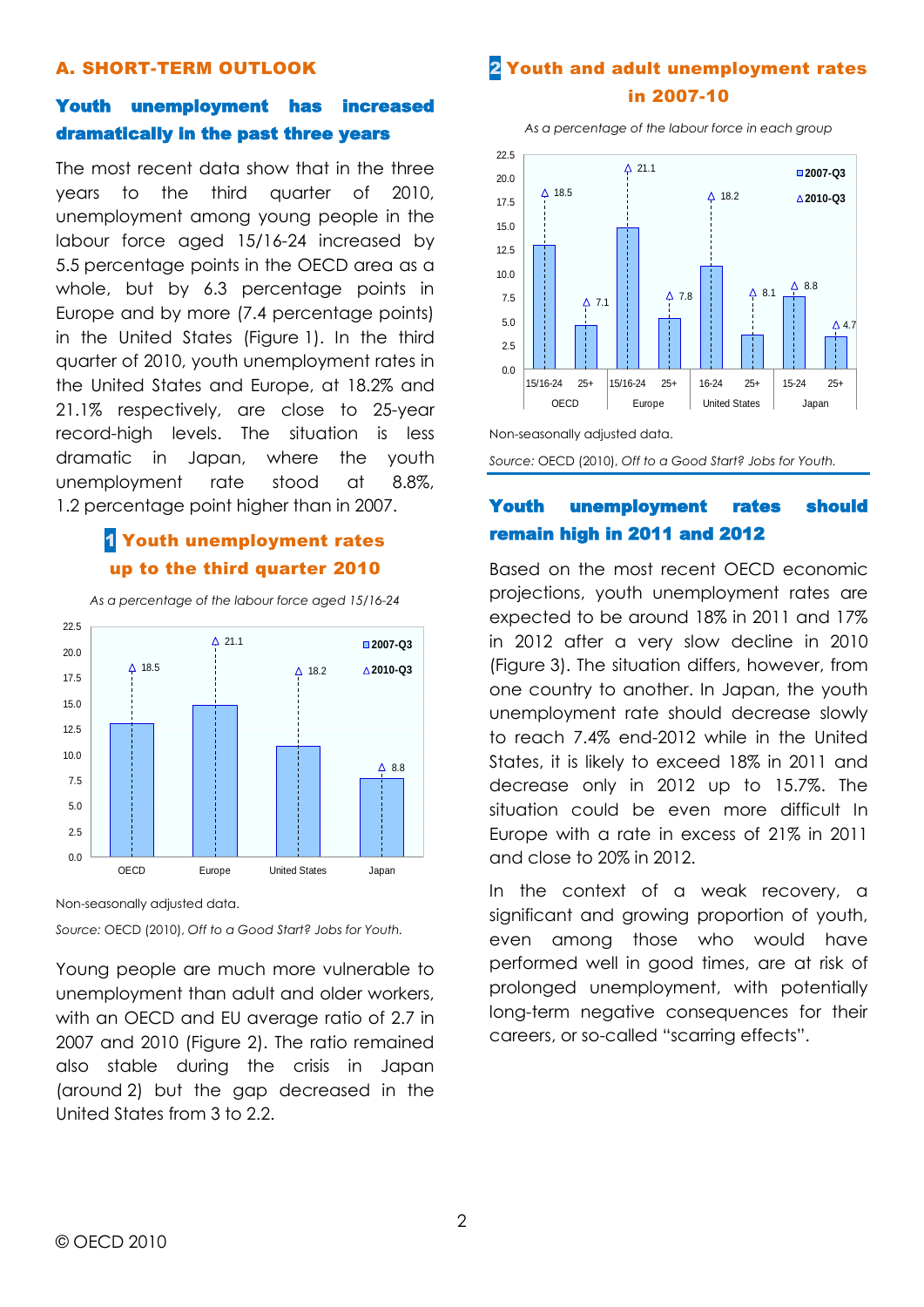## A. SHORT-TERM OUTLOOK

### Youth unemployment has increased dramatically in the past three years

The most recent data show that in the three years to the third quarter of 2010, unemployment among young people in the labour force aged 15/16-24 increased by 5.5 percentage points in the OECD area as a whole, but by 6.3 percentage points in Europe and by more (7.4 percentage points) in the United States (Figure 1). In the third quarter of 2010, youth unemployment rates in the United States and Europe, at 18.2% and 21.1% respectively, are close to 25-year record-high levels. The situation is less dramatic in Japan, where the youth unemployment rate stood at 8.8%, 1.2 percentage point higher than in 2007.

**1 Youth unemployment rates up to the third quarter 2010**

*As a percentage of the labour force aged 15/16-24*

| | 2010-Q3 |
|---|---|
| OECD | 18.5 |
| Europe | 21.1 |
| United States | 18.2 |
| Japan | 8.8 |

Non-seasonally adjusted data.

*Source:* OECD (2010), *Off to a Good Start? Jobs for Youth.*

Young people are much more vulnerable to unemployment than adult and older workers, with an OECD and EU average ratio of 2.7 in 2007 and 2010 (Figure 2). The ratio remained also stable during the crisis in Japan (around 2) but the gap decreased in the United States from 3 to 2.2.

**2 Youth and adult unemployment rates in 2007-10**

*As a percentage of the labour force in each group*

| | | 2010-Q3 |
|---|---|---|
| OECD | 15/16-24 | 18.5 |
| | 25+ | 7.1 |
| Europe | 15/16-24 | 21.1 |
| | 25+ | 7.8 |
| United States | 16-24 | 18.2 |
| | 25+ | 8.1 |
| Japan | 15-24 | 8.8 |
| | 25+ | 4.7 |

Non-seasonally adjusted data.

*Source:* OECD (2010), *Off to a Good Start? Jobs for Youth.*

### Youth unemployment rates should remain high in 2011 and 2012

Based on the most recent OECD economic projections, youth unemployment rates are expected to be around 18% in 2011 and 17% in 2012 after a very slow decline in 2010 (Figure 3). The situation differs, however, from one country to another. In Japan, the youth unemployment rate should decrease slowly to reach 7.4% end-2012 while in the United States, it is likely to exceed 18% in 2011 and decrease only in 2012 up to 15.7%. The situation could be even more difficult In Europe with a rate in excess of 21% in 2011 and close to 20% in 2012.

In the context of a weak recovery, a significant and growing proportion of youth, even among those who would have performed well in good times, are at risk of prolonged unemployment, with potentially long-term negative consequences for their careers, or so-called "scarring effects".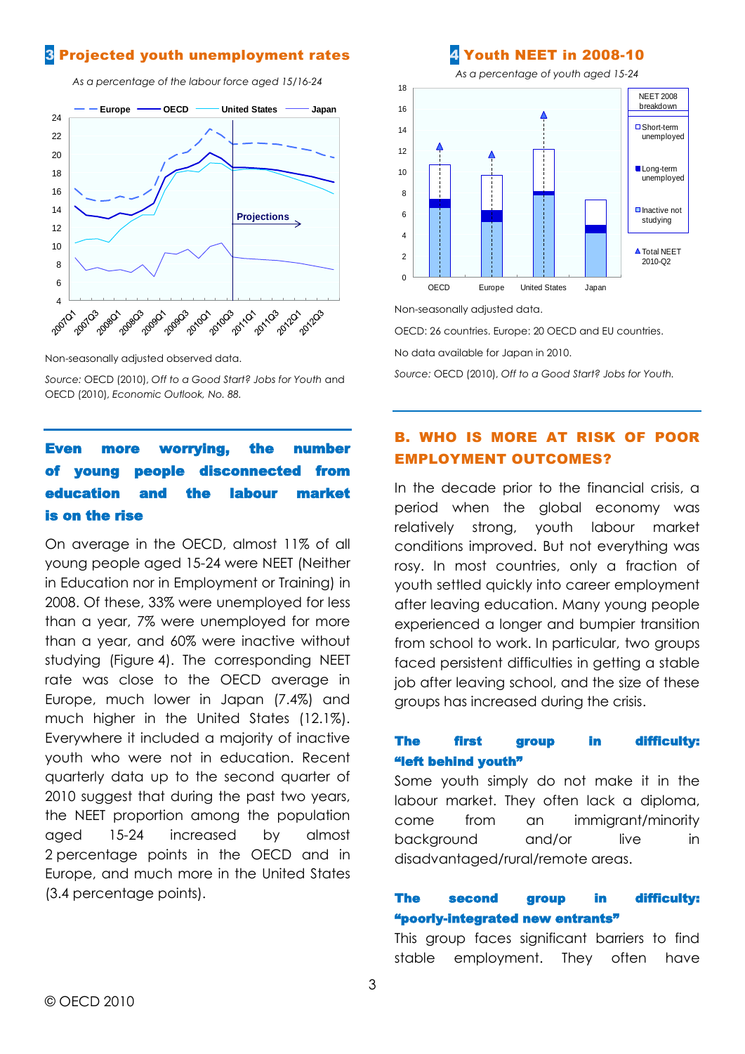### 3 Projected youth unemployment rates

*As a percentage of the labour force aged 15/16-24*

Non-seasonally adjusted observed data.

*Source:* OECD (2010), *Off to a Good Start? Jobs for Youth* and OECD (2010), *Economic Outlook, No. 88.*

### 4 Youth NEET in 2008-10

*As a percentage of youth aged 15-24*

Non-seasonally adjusted data.

OECD: 26 countries. Europe: 20 OECD and EU countries.

No data available for Japan in 2010.

*Source:* OECD (2010), *Off to a Good Start? Jobs for Youth.*

## Even more worrying, the number of young people disconnected from education and the labour market is on the rise

On average in the OECD, almost 11% of all young people aged 15-24 were NEET (Neither in Education nor in Employment or Training) in 2008. Of these, 33% were unemployed for less than a year, 7% were unemployed for more than a year, and 60% were inactive without studying (Figure 4). The corresponding NEET rate was close to the OECD average in Europe, much lower in Japan (7.4%) and much higher in the United States (12.1%). Everywhere it included a majority of inactive youth who were not in education. Recent quarterly data up to the second quarter of 2010 suggest that during the past two years, the NEET proportion among the population aged 15-24 increased by almost 2 percentage points in the OECD and in Europe, and much more in the United States (3.4 percentage points).

## B. WHO IS MORE AT RISK OF POOR EMPLOYMENT OUTCOMES?

In the decade prior to the financial crisis, a period when the global economy was relatively strong, youth labour market conditions improved. But not everything was rosy. In most countries, only a fraction of youth settled quickly into career employment after leaving education. Many young people experienced a longer and bumpier transition from school to work. In particular, two groups faced persistent difficulties in getting a stable job after leaving school, and the size of these groups has increased during the crisis.

### The first group in difficulty: "left behind youth"

Some youth simply do not make it in the labour market. They often lack a diploma, come from an immigrant/minority background and/or live in disadvantaged/rural/remote areas.

### The second group in difficulty: "poorly-integrated new entrants"

This group faces significant barriers to find stable employment. They often have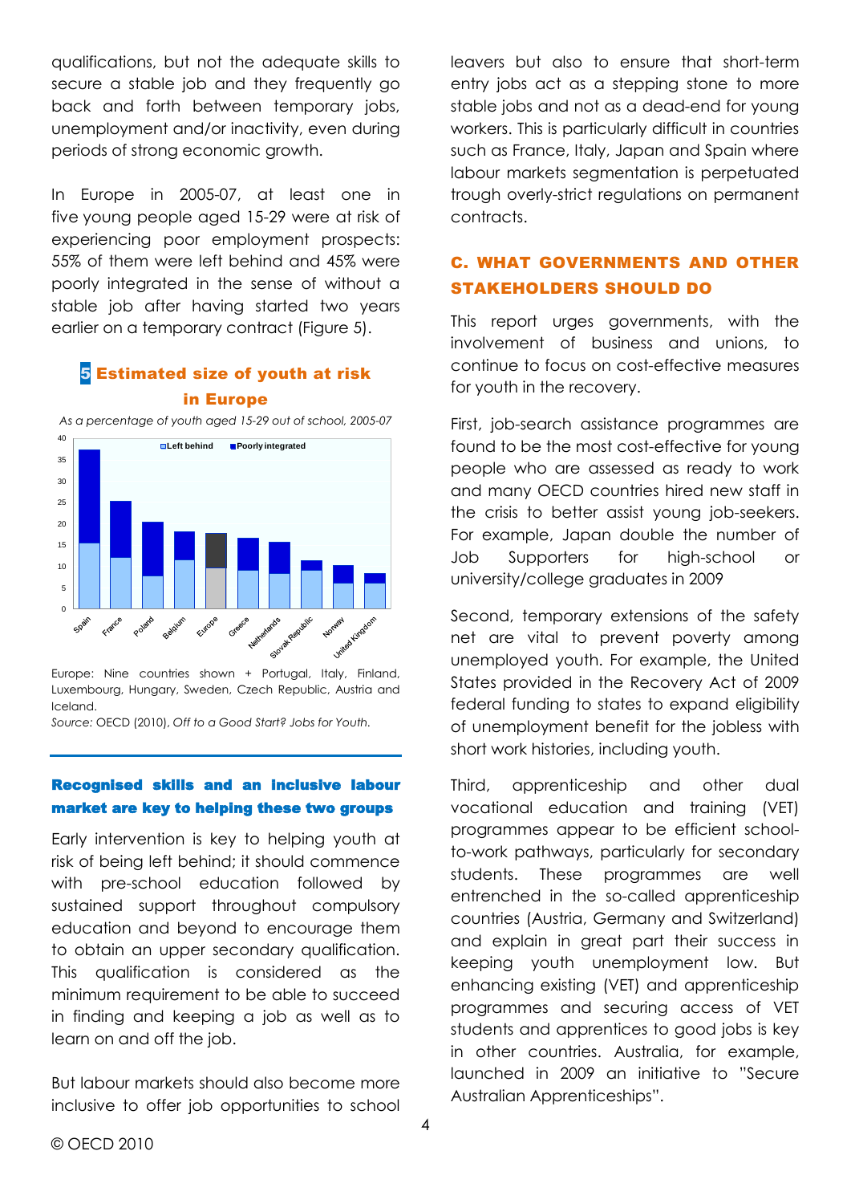qualifications, but not the adequate skills to secure a stable job and they frequently go back and forth between temporary jobs, unemployment and/or inactivity, even during periods of strong economic growth.

In Europe in 2005-07, at least one in five young people aged 15-29 were at risk of experiencing poor employment prospects: 55% of them were left behind and 45% were poorly integrated in the sense of without a stable job after having started two years earlier on a temporary contract (Figure 5).

### 5 Estimated size of youth at risk in Europe

*As a percentage of youth aged 15-29 out of school, 2005-07*

Europe: Nine countries shown + Portugal, Italy, Finland, Luxembourg, Hungary, Sweden, Czech Republic, Austria and Iceland.

*Source:* OECD (2010), *Off to a Good Start? Jobs for Youth.*

### Recognised skills and an inclusive labour market are key to helping these two groups

Early intervention is key to helping youth at risk of being left behind; it should commence with pre-school education followed by sustained support throughout compulsory education and beyond to encourage them to obtain an upper secondary qualification. This qualification is considered as the minimum requirement to be able to succeed in finding and keeping a job as well as to learn on and off the job.

But labour markets should also become more inclusive to offer job opportunities to school leavers but also to ensure that short-term entry jobs act as a stepping stone to more stable jobs and not as a dead-end for young workers. This is particularly difficult in countries such as France, Italy, Japan and Spain where labour markets segmentation is perpetuated trough overly-strict regulations on permanent contracts.

## C. WHAT GOVERNMENTS AND OTHER STAKEHOLDERS SHOULD DO

This report urges governments, with the involvement of business and unions, to continue to focus on cost-effective measures for youth in the recovery.

First, job-search assistance programmes are found to be the most cost-effective for young people who are assessed as ready to work and many OECD countries hired new staff in the crisis to better assist young job-seekers. For example, Japan double the number of Job Supporters for high-school or university/college graduates in 2009

Second, temporary extensions of the safety net are vital to prevent poverty among unemployed youth. For example, the United States provided in the Recovery Act of 2009 federal funding to states to expand eligibility of unemployment benefit for the jobless with short work histories, including youth.

Third, apprenticeship and other dual vocational education and training (VET) programmes appear to be efficient school-to-work pathways, particularly for secondary students. These programmes are well entrenched in the so-called apprenticeship countries (Austria, Germany and Switzerland) and explain in great part their success in keeping youth unemployment low. But enhancing existing (VET) and apprenticeship programmes and securing access of VET students and apprentices to good jobs is key in other countries. Australia, for example, launched in 2009 an initiative to "Secure Australian Apprenticeships".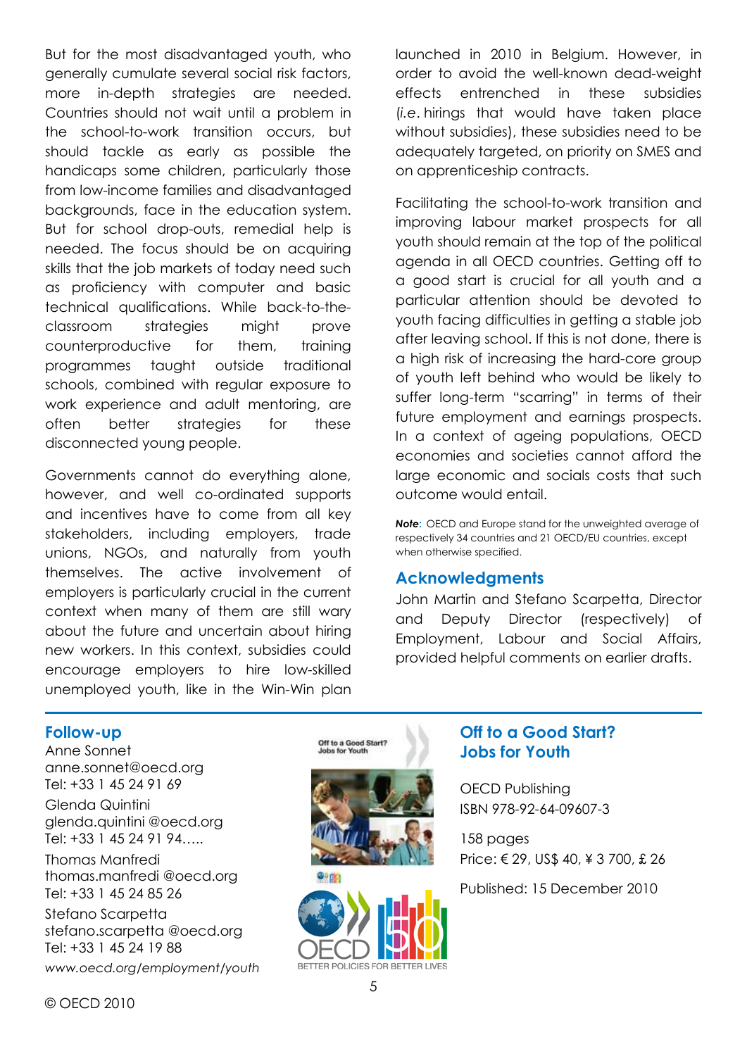But for the most disadvantaged youth, who generally cumulate several social risk factors, more in-depth strategies are needed. Countries should not wait until a problem in the school-to-work transition occurs, but should tackle as early as possible the handicaps some children, particularly those from low-income families and disadvantaged backgrounds, face in the education system. But for school drop-outs, remedial help is needed. The focus should be on acquiring skills that the job markets of today need such as proficiency with computer and basic technical qualifications. While back-to-the-classroom strategies might prove counterproductive for them, training programmes taught outside traditional schools, combined with regular exposure to work experience and adult mentoring, are often better strategies for these disconnected young people.

Governments cannot do everything alone, however, and well co-ordinated supports and incentives have to come from all key stakeholders, including employers, trade unions, NGOs, and naturally from youth themselves. The active involvement of employers is particularly crucial in the current context when many of them are still wary about the future and uncertain about hiring new workers. In this context, subsidies could encourage employers to hire low-skilled unemployed youth, like in the Win-Win plan launched in 2010 in Belgium. However, in order to avoid the well-known dead-weight effects entrenched in these subsidies (*i.e.* hirings that would have taken place without subsidies), these subsidies need to be adequately targeted, on priority on SMES and on apprenticeship contracts.

Facilitating the school-to-work transition and improving labour market prospects for all youth should remain at the top of the political agenda in all OECD countries. Getting off to a good start is crucial for all youth and a particular attention should be devoted to youth facing difficulties in getting a stable job after leaving school. If this is not done, there is a high risk of increasing the hard-core group of youth left behind who would be likely to suffer long-term "scarring" in terms of their future employment and earnings prospects. In a context of ageing populations, OECD economies and societies cannot afford the large economic and socials costs that such outcome would entail.

***Note***: OECD and Europe stand for the unweighted average of respectively 34 countries and 21 OECD/EU countries, except when otherwise specified.

## Acknowledgments

John Martin and Stefano Scarpetta, Director and Deputy Director (respectively) of Employment, Labour and Social Affairs, provided helpful comments on earlier drafts.

## Follow-up

Anne Sonnet
anne.sonnet@oecd.org
Tel: +33 1 45 24 91 69

Glenda Quintini
glenda.quintini @oecd.org
Tel: +33 1 45 24 91 94…..

Thomas Manfredi
thomas.manfredi @oecd.org
Tel: +33 1 45 24 85 26

Stefano Scarpetta
stefano.scarpetta @oecd.org
Tel: +33 1 45 24 19 88

*www.oecd.org/employment/youth*

## Off to a Good Start? Jobs for Youth

OECD Publishing
ISBN 978-92-64-09607-3

158 pages
Price: € 29, US$ 40, ¥ 3 700, £ 26

Published: 15 December 2010

© OECD 2010